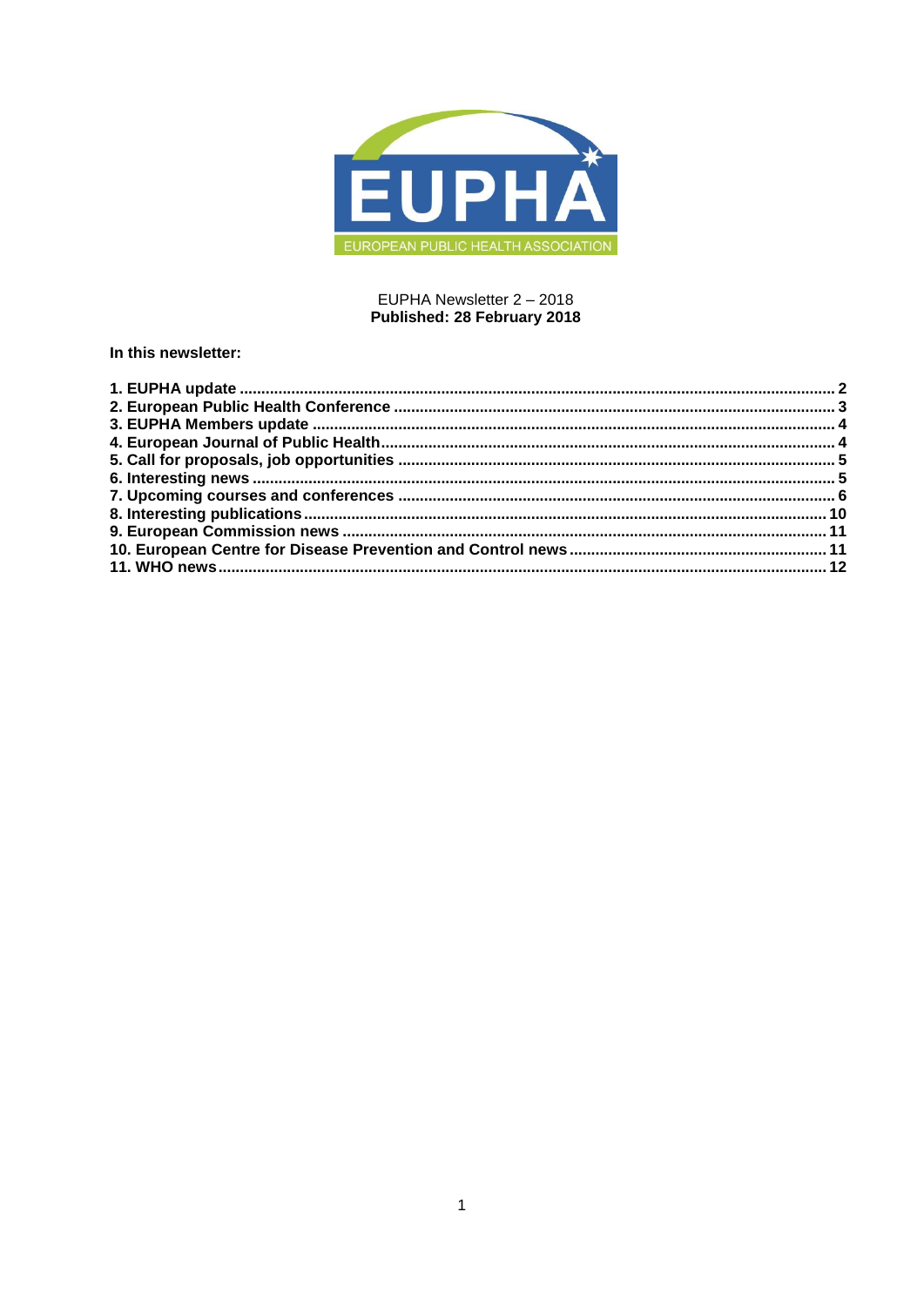EUROPEAN PUBLIC HEALTH ASSOCIATION

EUPHA Newsletter 2 – 2018
**Published: 28 February 2018**

**In this newsletter:**

**1. EUPHA update ... 2**
**2. European Public Health Conference ... 3**
**3. EUPHA Members update ... 4**
**4. European Journal of Public Health ... 4**
**5. Call for proposals, job opportunities ... 5**
**6. Interesting news ... 5**
**7. Upcoming courses and conferences ... 6**
**8. Interesting publications ... 10**
**9. European Commission news ... 11**
**10. European Centre for Disease Prevention and Control news ... 11**
**11. WHO news ... 12**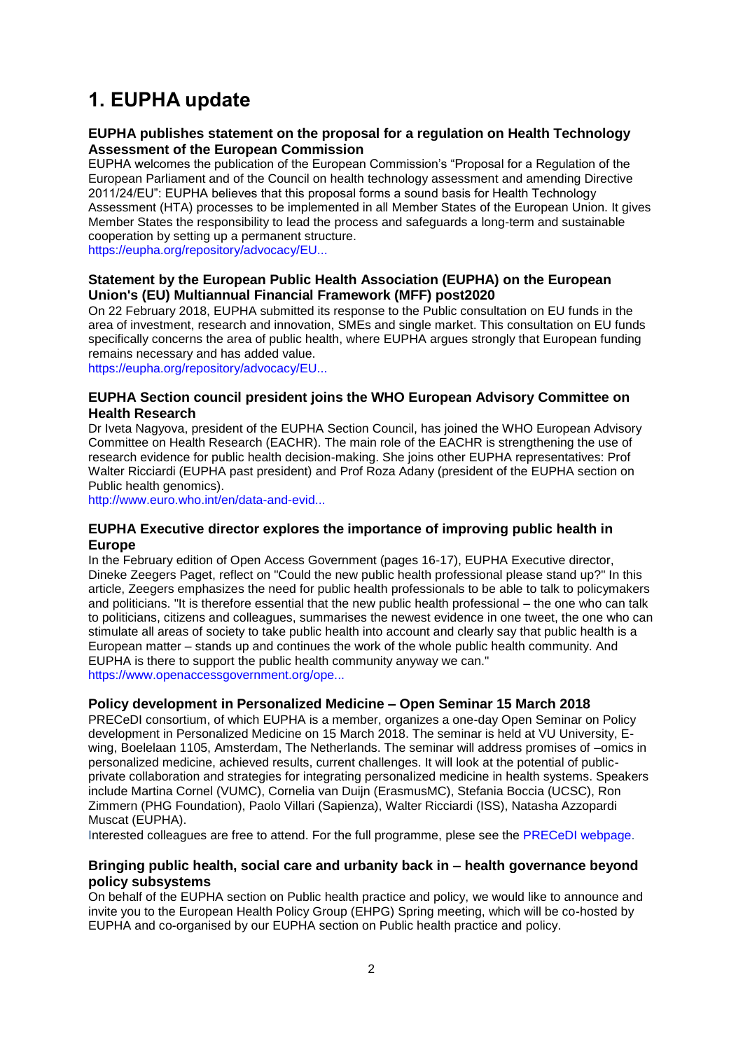# 1. EUPHA update

### EUPHA publishes statement on the proposal for a regulation on Health Technology Assessment of the European Commission

EUPHA welcomes the publication of the European Commission's "Proposal for a Regulation of the European Parliament and of the Council on health technology assessment and amending Directive 2011/24/EU": EUPHA believes that this proposal forms a sound basis for Health Technology Assessment (HTA) processes to be implemented in all Member States of the European Union. It gives Member States the responsibility to lead the process and safeguards a long-term and sustainable cooperation by setting up a permanent structure.
https://eupha.org/repository/advocacy/EU...

### Statement by the European Public Health Association (EUPHA) on the European Union's (EU) Multiannual Financial Framework (MFF) post2020

On 22 February 2018, EUPHA submitted its response to the Public consultation on EU funds in the area of investment, research and innovation, SMEs and single market. This consultation on EU funds specifically concerns the area of public health, where EUPHA argues strongly that European funding remains necessary and has added value.
https://eupha.org/repository/advocacy/EU...

### EUPHA Section council president joins the WHO European Advisory Committee on Health Research

Dr Iveta Nagyova, president of the EUPHA Section Council, has joined the WHO European Advisory Committee on Health Research (EACHR). The main role of the EACHR is strengthening the use of research evidence for public health decision-making. She joins other EUPHA representatives: Prof Walter Ricciardi (EUPHA past president) and Prof Roza Adany (president of the EUPHA section on Public health genomics).
http://www.euro.who.int/en/data-and-evid...

### EUPHA Executive director explores the importance of improving public health in Europe

In the February edition of Open Access Government (pages 16-17), EUPHA Executive director, Dineke Zeegers Paget, reflect on "Could the new public health professional please stand up?" In this article, Zeegers emphasizes the need for public health professionals to be able to talk to policymakers and politicians. "It is therefore essential that the new public health professional – the one who can talk to politicians, citizens and colleagues, summarises the newest evidence in one tweet, the one who can stimulate all areas of society to take public health into account and clearly say that public health is a European matter – stands up and continues the work of the whole public health community. And EUPHA is there to support the public health community anyway we can."
https://www.openaccessgovernment.org/ope...

### Policy development in Personalized Medicine – Open Seminar 15 March 2018

PRECeDI consortium, of which EUPHA is a member, organizes a one-day Open Seminar on Policy development in Personalized Medicine on 15 March 2018. The seminar is held at VU University, E-wing, Boelelaan 1105, Amsterdam, The Netherlands. The seminar will address promises of –omics in personalized medicine, achieved results, current challenges. It will look at the potential of public-private collaboration and strategies for integrating personalized medicine in health systems. Speakers include Martina Cornel (VUMC), Cornelia van Duijn (ErasmusMC), Stefania Boccia (UCSC), Ron Zimmern (PHG Foundation), Paolo Villari (Sapienza), Walter Ricciardi (ISS), Natasha Azzopardi Muscat (EUPHA).

Interested colleagues are free to attend. For the full programme, plese see the PRECeDI webpage.

### Bringing public health, social care and urbanity back in – health governance beyond policy subsystems

On behalf of the EUPHA section on Public health practice and policy, we would like to announce and invite you to the European Health Policy Group (EHPG) Spring meeting, which will be co-hosted by EUPHA and co-organised by our EUPHA section on Public health practice and policy.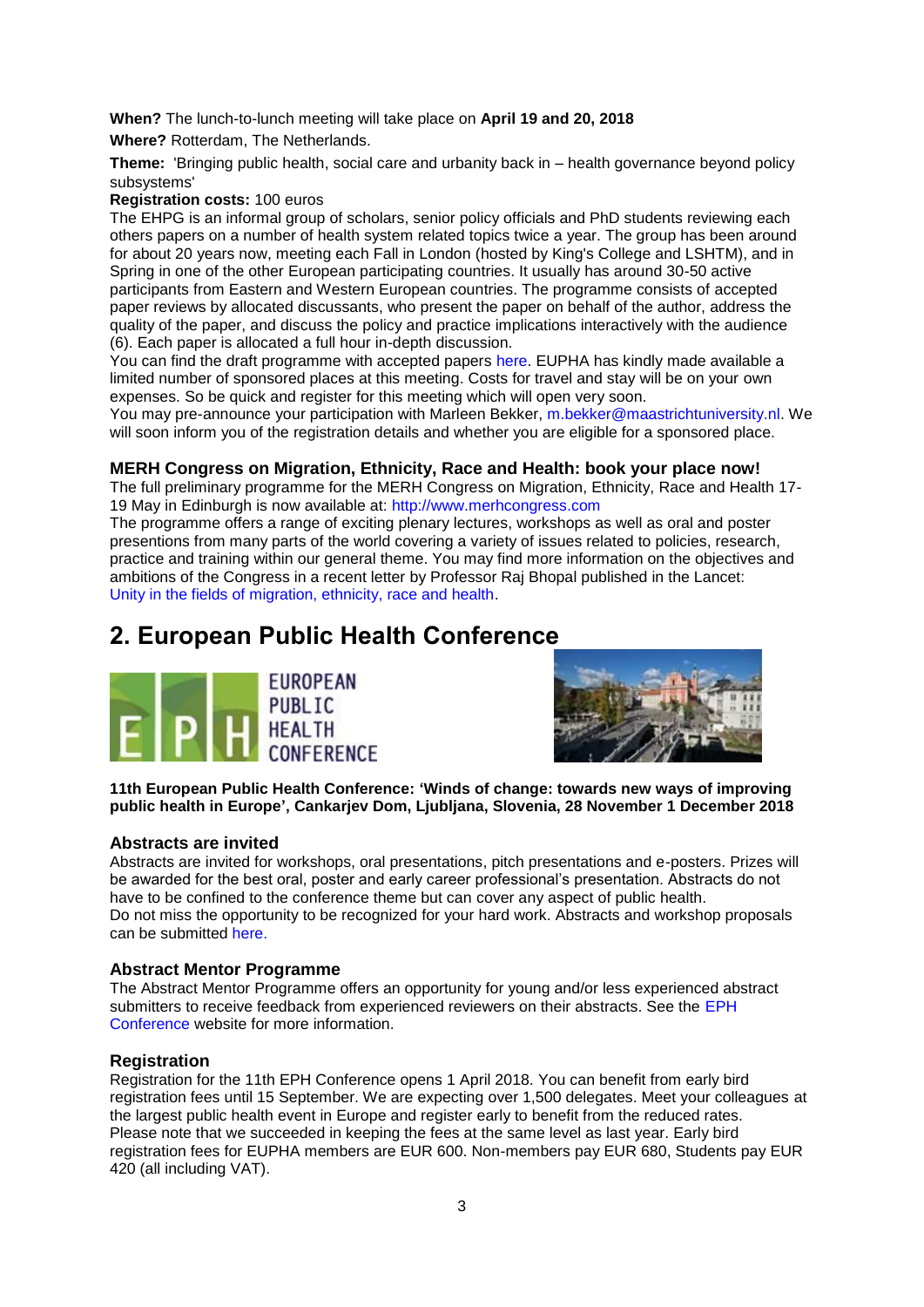**When?** The lunch-to-lunch meeting will take place on **April 19 and 20, 2018**

**Where?** Rotterdam, The Netherlands.

**Theme:** 'Bringing public health, social care and urbanity back in – health governance beyond policy subsystems'

**Registration costs:** 100 euros

The EHPG is an informal group of scholars, senior policy officials and PhD students reviewing each others papers on a number of health system related topics twice a year. The group has been around for about 20 years now, meeting each Fall in London (hosted by King's College and LSHTM), and in Spring in one of the other European participating countries. It usually has around 30-50 active participants from Eastern and Western European countries. The programme consists of accepted paper reviews by allocated discussants, who present the paper on behalf of the author, address the quality of the paper, and discuss the policy and practice implications interactively with the audience (6). Each paper is allocated a full hour in-depth discussion.

You can find the draft programme with accepted papers here. EUPHA has kindly made available a limited number of sponsored places at this meeting. Costs for travel and stay will be on your own expenses. So be quick and register for this meeting which will open very soon.

You may pre-announce your participation with Marleen Bekker, m.bekker@maastrichtuniversity.nl. We will soon inform you of the registration details and whether you are eligible for a sponsored place.

### MERH Congress on Migration, Ethnicity, Race and Health: book your place now!

The full preliminary programme for the MERH Congress on Migration, Ethnicity, Race and Health 17-19 May in Edinburgh is now available at: http://www.merhcongress.com

The programme offers a range of exciting plenary lectures, workshops as well as oral and poster presentions from many parts of the world covering a variety of issues related to policies, research, practice and training within our general theme. You may find more information on the objectives and ambitions of the Congress in a recent letter by Professor Raj Bhopal published in the Lancet: Unity in the fields of migration, ethnicity, race and health.

# 2. European Public Health Conference

**11th European Public Health Conference: 'Winds of change: towards new ways of improving public health in Europe', Cankarjev Dom, Ljubljana, Slovenia, 28 November 1 December 2018**

### Abstracts are invited

Abstracts are invited for workshops, oral presentations, pitch presentations and e-posters. Prizes will be awarded for the best oral, poster and early career professional's presentation. Abstracts do not have to be confined to the conference theme but can cover any aspect of public health.

Do not miss the opportunity to be recognized for your hard work. Abstracts and workshop proposals can be submitted here.

### Abstract Mentor Programme

The Abstract Mentor Programme offers an opportunity for young and/or less experienced abstract submitters to receive feedback from experienced reviewers on their abstracts. See the EPH Conference website for more information.

### Registration

Registration for the 11th EPH Conference opens 1 April 2018. You can benefit from early bird registration fees until 15 September. We are expecting over 1,500 delegates. Meet your colleagues at the largest public health event in Europe and register early to benefit from the reduced rates.

Please note that we succeeded in keeping the fees at the same level as last year. Early bird registration fees for EUPHA members are EUR 600. Non-members pay EUR 680, Students pay EUR 420 (all including VAT).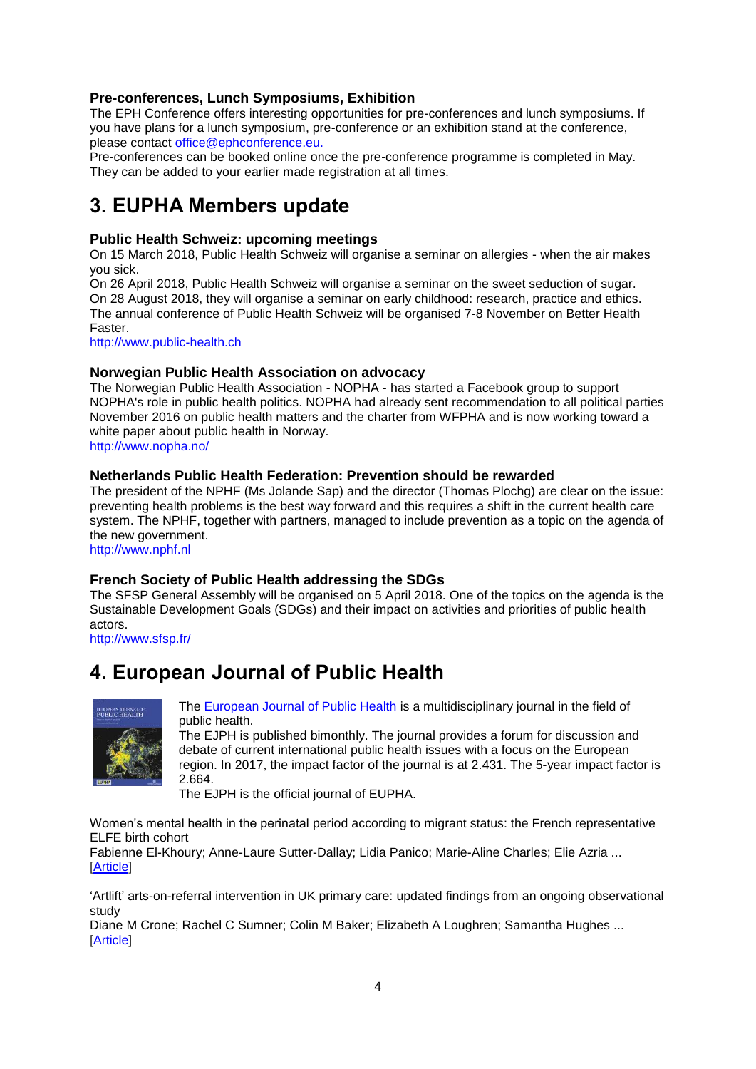### Pre-conferences, Lunch Symposiums, Exhibition

The EPH Conference offers interesting opportunities for pre-conferences and lunch symposiums. If you have plans for a lunch symposium, pre-conference or an exhibition stand at the conference, please contact office@ephconference.eu.

Pre-conferences can be booked online once the pre-conference programme is completed in May. They can be added to your earlier made registration at all times.

## 3. EUPHA Members update

### Public Health Schweiz: upcoming meetings

On 15 March 2018, Public Health Schweiz will organise a seminar on allergies - when the air makes you sick.

On 26 April 2018, Public Health Schweiz will organise a seminar on the sweet seduction of sugar. On 28 August 2018, they will organise a seminar on early childhood: research, practice and ethics. The annual conference of Public Health Schweiz will be organised 7-8 November on Better Health Faster.

http://www.public-health.ch

### Norwegian Public Health Association on advocacy

The Norwegian Public Health Association - NOPHA - has started a Facebook group to support NOPHA's role in public health politics. NOPHA had already sent recommendation to all political parties November 2016 on public health matters and the charter from WFPHA and is now working toward a white paper about public health in Norway.

http://www.nopha.no/

### Netherlands Public Health Federation: Prevention should be rewarded

The president of the NPHF (Ms Jolande Sap) and the director (Thomas Plochg) are clear on the issue: preventing health problems is the best way forward and this requires a shift in the current health care system. The NPHF, together with partners, managed to include prevention as a topic on the agenda of the new government.

http://www.nphf.nl

### French Society of Public Health addressing the SDGs

The SFSP General Assembly will be organised on 5 April 2018. One of the topics on the agenda is the Sustainable Development Goals (SDGs) and their impact on activities and priorities of public health actors.

http://www.sfsp.fr/

## 4. European Journal of Public Health

The European Journal of Public Health is a multidisciplinary journal in the field of public health.

The EJPH is published bimonthly. The journal provides a forum for discussion and debate of current international public health issues with a focus on the European region. In 2017, the impact factor of the journal is at 2.431. The 5-year impact factor is 2.664.

The EJPH is the official journal of EUPHA.

Women's mental health in the perinatal period according to migrant status: the French representative ELFE birth cohort

Fabienne El-Khoury; Anne-Laure Sutter-Dallay; Lidia Panico; Marie-Aline Charles; Elie Azria ...

[Article]

'Artlift' arts-on-referral intervention in UK primary care: updated findings from an ongoing observational study

Diane M Crone; Rachel C Sumner; Colin M Baker; Elizabeth A Loughren; Samantha Hughes ...

[Article]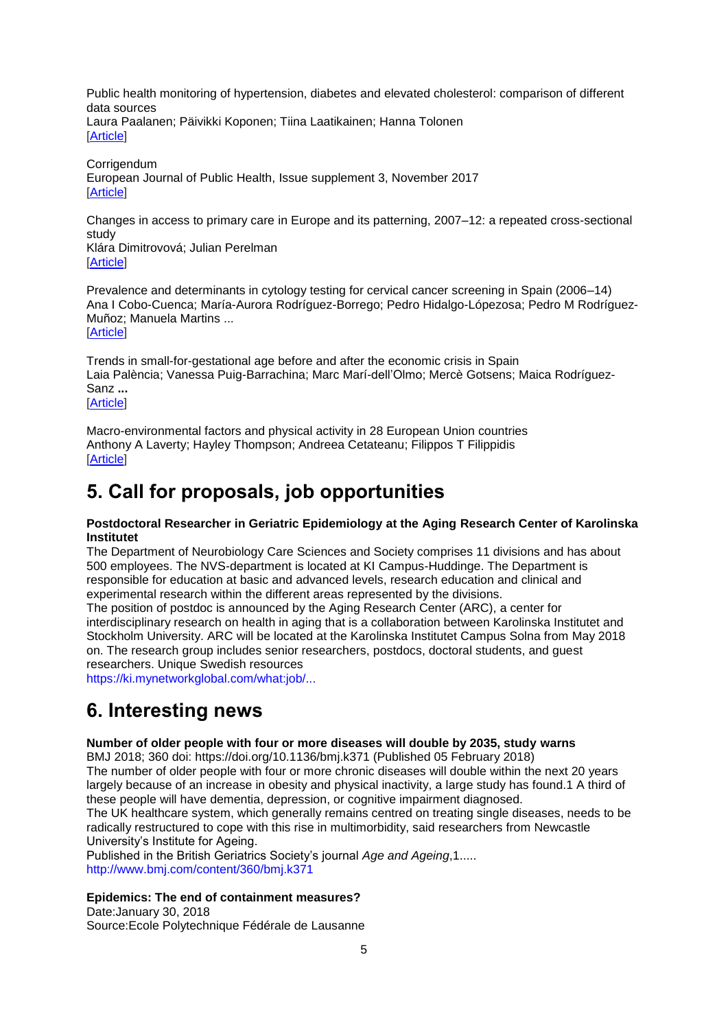Public health monitoring of hypertension, diabetes and elevated cholesterol: comparison of different data sources
Laura Paalanen; Päivikki Koponen; Tiina Laatikainen; Hanna Tolonen
[Article]

Corrigendum
European Journal of Public Health, Issue supplement 3, November 2017
[Article]

Changes in access to primary care in Europe and its patterning, 2007–12: a repeated cross-sectional study
Klára Dimitrovová; Julian Perelman
[Article]

Prevalence and determinants in cytology testing for cervical cancer screening in Spain (2006–14)
Ana I Cobo-Cuenca; María-Aurora Rodríguez-Borrego; Pedro Hidalgo-Lópezosa; Pedro M Rodríguez-Muñoz; Manuela Martins ...
[Article]

Trends in small-for-gestational age before and after the economic crisis in Spain
Laia Palència; Vanessa Puig-Barrachina; Marc Marí-dell'Olmo; Mercè Gotsens; Maica Rodríguez-Sanz **...**
[Article]

Macro-environmental factors and physical activity in 28 European Union countries
Anthony A Laverty; Hayley Thompson; Andreea Cetateanu; Filippos T Filippidis
[Article]

# 5. Call for proposals, job opportunities

**Postdoctoral Researcher in Geriatric Epidemiology at the Aging Research Center of Karolinska Institutet**
The Department of Neurobiology Care Sciences and Society comprises 11 divisions and has about 500 employees. The NVS-department is located at KI Campus-Huddinge. The Department is responsible for education at basic and advanced levels, research education and clinical and experimental research within the different areas represented by the divisions.
The position of postdoc is announced by the Aging Research Center (ARC), a center for interdisciplinary research on health in aging that is a collaboration between Karolinska Institutet and Stockholm University. ARC will be located at the Karolinska Institutet Campus Solna from May 2018 on. The research group includes senior researchers, postdocs, doctoral students, and guest researchers. Unique Swedish resources
https://ki.mynetworkglobal.com/what:job/...

# 6. Interesting news

**Number of older people with four or more diseases will double by 2035, study warns**
BMJ 2018; 360 doi: https://doi.org/10.1136/bmj.k371 (Published 05 February 2018)
The number of older people with four or more chronic diseases will double within the next 20 years largely because of an increase in obesity and physical inactivity, a large study has found.1 A third of these people will have dementia, depression, or cognitive impairment diagnosed.
The UK healthcare system, which generally remains centred on treating single diseases, needs to be radically restructured to cope with this rise in multimorbidity, said researchers from Newcastle University's Institute for Ageing.
Published in the British Geriatrics Society's journal *Age and Ageing*,1.....
http://www.bmj.com/content/360/bmj.k371

**Epidemics: The end of containment measures?**
Date:January 30, 2018
Source:Ecole Polytechnique Fédérale de Lausanne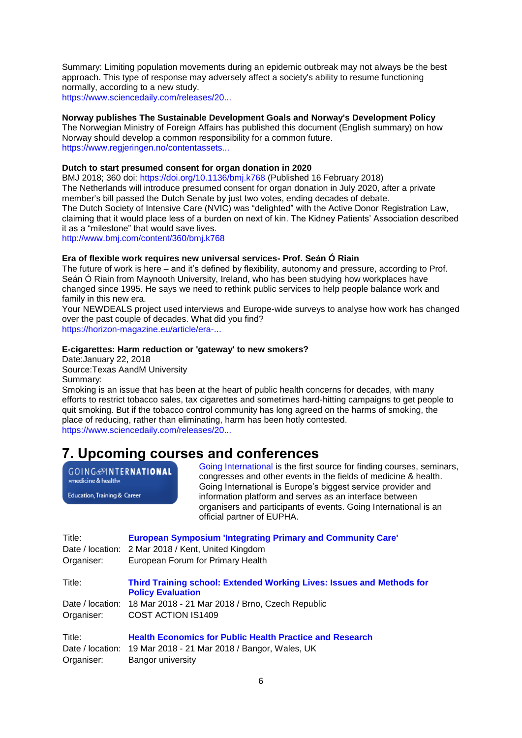Summary: Limiting population movements during an epidemic outbreak may not always be the best approach. This type of response may adversely affect a society's ability to resume functioning normally, according to a new study.
https://www.sciencedaily.com/releases/20...

**Norway publishes The Sustainable Development Goals and Norway's Development Policy**
The Norwegian Ministry of Foreign Affairs has published this document (English summary) on how Norway should develop a common responsibility for a common future.
https://www.regjeringen.no/contentassets...

**Dutch to start presumed consent for organ donation in 2020**
BMJ 2018; 360 doi: https://doi.org/10.1136/bmj.k768 (Published 16 February 2018)
The Netherlands will introduce presumed consent for organ donation in July 2020, after a private member's bill passed the Dutch Senate by just two votes, ending decades of debate.
The Dutch Society of Intensive Care (NVIC) was "delighted" with the Active Donor Registration Law, claiming that it would place less of a burden on next of kin. The Kidney Patients' Association described it as a "milestone" that would save lives.
http://www.bmj.com/content/360/bmj.k768

**Era of flexible work requires new universal services- Prof. Seán Ó Riain**
The future of work is here – and it's defined by flexibility, autonomy and pressure, according to Prof. Seán Ó Riain from Maynooth University, Ireland, who has been studying how workplaces have changed since 1995. He says we need to rethink public services to help people balance work and family in this new era.
Your NEWDEALS project used interviews and Europe-wide surveys to analyse how work has changed over the past couple of decades. What did you find?
https://horizon-magazine.eu/article/era-...

**E-cigarettes: Harm reduction or 'gateway' to new smokers?**
Date:January 22, 2018
Source:Texas AandM University
Summary:
Smoking is an issue that has been at the heart of public health concerns for decades, with many efforts to restrict tobacco sales, tax cigarettes and sometimes hard-hitting campaigns to get people to quit smoking. But if the tobacco control community has long agreed on the harms of smoking, the place of reducing, rather than eliminating, harm has been hotly contested.
https://www.sciencedaily.com/releases/20...

# 7. Upcoming courses and conferences

GOING INTERNATIONAL »medicine & health« Education, Training & Career

Going International is the first source for finding courses, seminars, congresses and other events in the fields of medicine & health. Going International is Europe's biggest service provider and information platform and serves as an interface between organisers and participants of events. Going International is an official partner of EUPHA.

| | |
|---|---|
| Title: | **European Symposium 'Integrating Primary and Community Care'** |
| Date / location: | 2 Mar 2018 / Kent, United Kingdom |
| Organiser: | European Forum for Primary Health |

| | |
|---|---|
| Title: | **Third Training school: Extended Working Lives: Issues and Methods for Policy Evaluation** |
| Date / location: | 18 Mar 2018 - 21 Mar 2018 / Brno, Czech Republic |
| Organiser: | COST ACTION IS1409 |

| | |
|---|---|
| Title: | **Health Economics for Public Health Practice and Research** |
| Date / location: | 19 Mar 2018 - 21 Mar 2018 / Bangor, Wales, UK |
| Organiser: | Bangor university |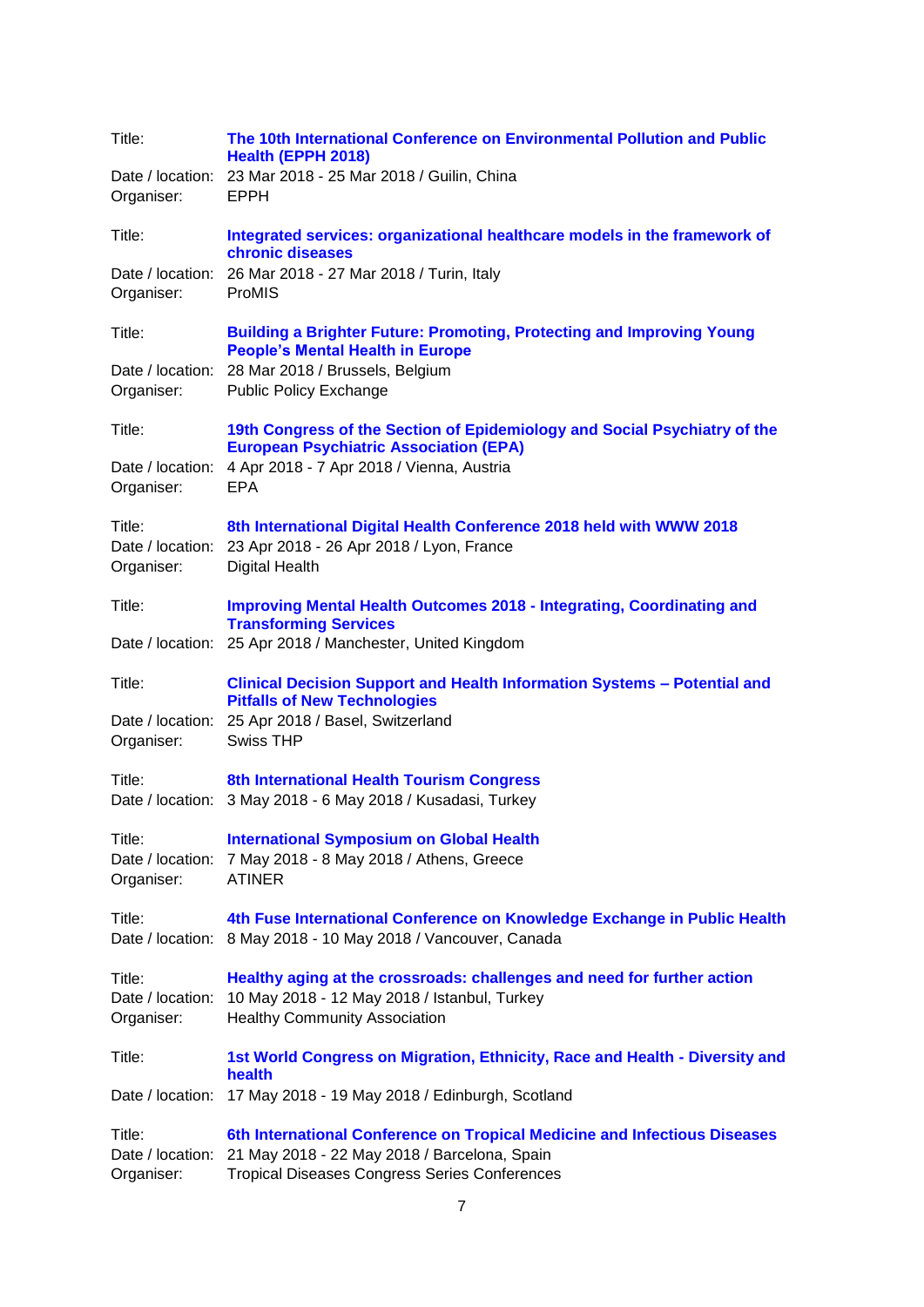Title: **The 10th International Conference on Environmental Pollution and Public Health (EPPH 2018)**
Date / location: 23 Mar 2018 - 25 Mar 2018 / Guilin, China
Organiser: EPPH

Title: **Integrated services: organizational healthcare models in the framework of chronic diseases**
Date / location: 26 Mar 2018 - 27 Mar 2018 / Turin, Italy
Organiser: ProMIS

Title: **Building a Brighter Future: Promoting, Protecting and Improving Young People's Mental Health in Europe**
Date / location: 28 Mar 2018 / Brussels, Belgium
Organiser: Public Policy Exchange

Title: **19th Congress of the Section of Epidemiology and Social Psychiatry of the European Psychiatric Association (EPA)**
Date / location: 4 Apr 2018 - 7 Apr 2018 / Vienna, Austria
Organiser: EPA

Title: **8th International Digital Health Conference 2018 held with WWW 2018**
Date / location: 23 Apr 2018 - 26 Apr 2018 / Lyon, France
Organiser: Digital Health

Title: **Improving Mental Health Outcomes 2018 - Integrating, Coordinating and Transforming Services**
Date / location: 25 Apr 2018 / Manchester, United Kingdom

Title: **Clinical Decision Support and Health Information Systems – Potential and Pitfalls of New Technologies**
Date / location: 25 Apr 2018 / Basel, Switzerland
Organiser: Swiss THP

Title: **8th International Health Tourism Congress**
Date / location: 3 May 2018 - 6 May 2018 / Kusadasi, Turkey

Title: **International Symposium on Global Health**
Date / location: 7 May 2018 - 8 May 2018 / Athens, Greece
Organiser: ATINER

Title: **4th Fuse International Conference on Knowledge Exchange in Public Health**
Date / location: 8 May 2018 - 10 May 2018 / Vancouver, Canada

Title: **Healthy aging at the crossroads: challenges and need for further action**
Date / location: 10 May 2018 - 12 May 2018 / Istanbul, Turkey
Organiser: Healthy Community Association

Title: **1st World Congress on Migration, Ethnicity, Race and Health - Diversity and health**
Date / location: 17 May 2018 - 19 May 2018 / Edinburgh, Scotland

Title: **6th International Conference on Tropical Medicine and Infectious Diseases**
Date / location: 21 May 2018 - 22 May 2018 / Barcelona, Spain
Organiser: Tropical Diseases Congress Series Conferences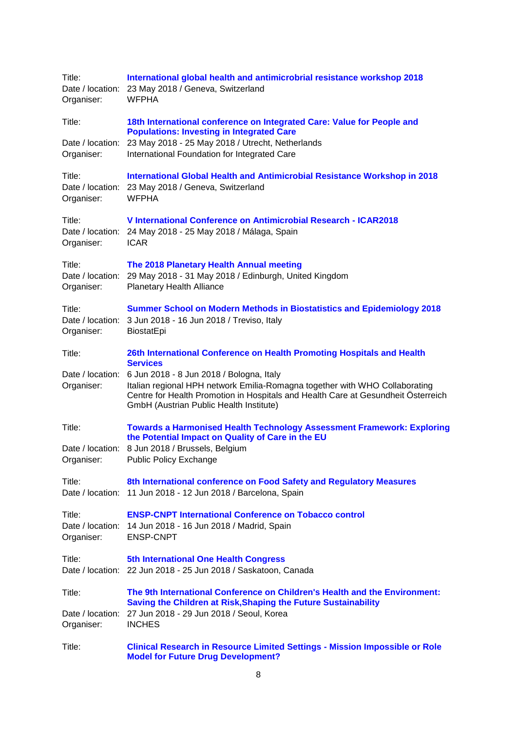Title: **International global health and antimicrobial resistance workshop 2018**
Date / location: 23 May 2018 / Geneva, Switzerland
Organiser: WFPHA

Title: **18th International conference on Integrated Care: Value for People and Populations: Investing in Integrated Care**
Date / location: 23 May 2018 - 25 May 2018 / Utrecht, Netherlands
Organiser: International Foundation for Integrated Care

Title: **International Global Health and Antimicrobial Resistance Workshop in 2018**
Date / location: 23 May 2018 / Geneva, Switzerland
Organiser: WFPHA

Title: **V International Conference on Antimicrobial Research - ICAR2018**
Date / location: 24 May 2018 - 25 May 2018 / Málaga, Spain
Organiser: ICAR

Title: **The 2018 Planetary Health Annual meeting**
Date / location: 29 May 2018 - 31 May 2018 / Edinburgh, United Kingdom
Organiser: Planetary Health Alliance

Title: **Summer School on Modern Methods in Biostatistics and Epidemiology 2018**
Date / location: 3 Jun 2018 - 16 Jun 2018 / Treviso, Italy
Organiser: BiostatEpi

Title: **26th International Conference on Health Promoting Hospitals and Health Services**
Date / location: 6 Jun 2018 - 8 Jun 2018 / Bologna, Italy
Organiser: Italian regional HPH network Emilia-Romagna together with WHO Collaborating Centre for Health Promotion in Hospitals and Health Care at Gesundheit Österreich GmbH (Austrian Public Health Institute)

Title: **Towards a Harmonised Health Technology Assessment Framework: Exploring the Potential Impact on Quality of Care in the EU**
Date / location: 8 Jun 2018 / Brussels, Belgium
Organiser: Public Policy Exchange

Title: **8th International conference on Food Safety and Regulatory Measures**
Date / location: 11 Jun 2018 - 12 Jun 2018 / Barcelona, Spain

Title: **ENSP-CNPT International Conference on Tobacco control**
Date / location: 14 Jun 2018 - 16 Jun 2018 / Madrid, Spain
Organiser: ENSP-CNPT

Title: **5th International One Health Congress**
Date / location: 22 Jun 2018 - 25 Jun 2018 / Saskatoon, Canada

Title: **The 9th International Conference on Children's Health and the Environment: Saving the Children at Risk,Shaping the Future Sustainability**
Date / location: 27 Jun 2018 - 29 Jun 2018 / Seoul, Korea
Organiser: INCHES

Title: **Clinical Research in Resource Limited Settings - Mission Impossible or Role Model for Future Drug Development?**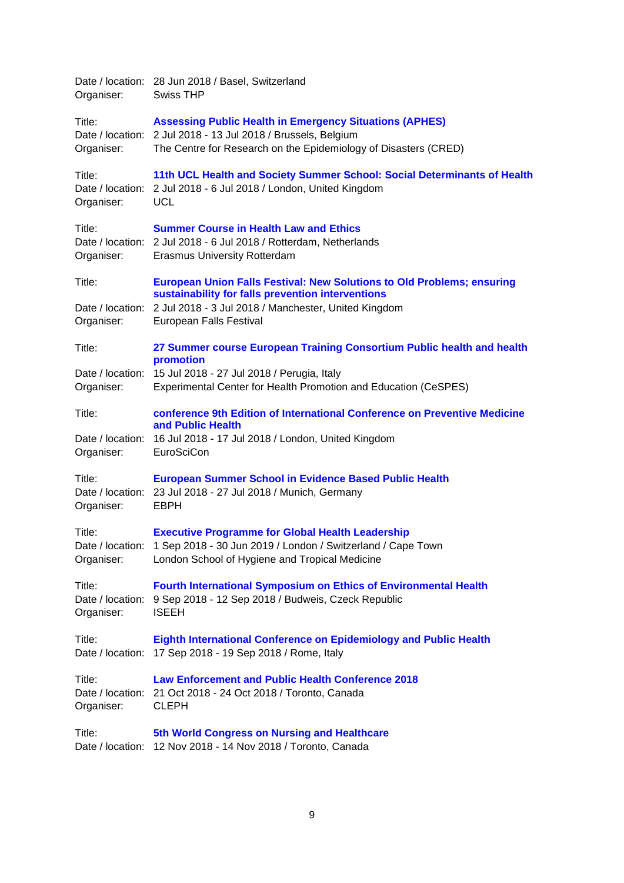Date / location: 28 Jun 2018 / Basel, Switzerland
Organiser: Swiss THP

Title: **Assessing Public Health in Emergency Situations (APHES)**
Date / location: 2 Jul 2018 - 13 Jul 2018 / Brussels, Belgium
Organiser: The Centre for Research on the Epidemiology of Disasters (CRED)

Title: **11th UCL Health and Society Summer School: Social Determinants of Health**
Date / location: 2 Jul 2018 - 6 Jul 2018 / London, United Kingdom
Organiser: UCL

Title: **Summer Course in Health Law and Ethics**
Date / location: 2 Jul 2018 - 6 Jul 2018 / Rotterdam, Netherlands
Organiser: Erasmus University Rotterdam

Title: **European Union Falls Festival: New Solutions to Old Problems; ensuring sustainability for falls prevention interventions**
Date / location: 2 Jul 2018 - 3 Jul 2018 / Manchester, United Kingdom
Organiser: European Falls Festival

Title: **27 Summer course European Training Consortium Public health and health promotion**
Date / location: 15 Jul 2018 - 27 Jul 2018 / Perugia, Italy
Organiser: Experimental Center for Health Promotion and Education (CeSPES)

Title: **conference 9th Edition of International Conference on Preventive Medicine and Public Health**
Date / location: 16 Jul 2018 - 17 Jul 2018 / London, United Kingdom
Organiser: EuroSciCon

Title: **European Summer School in Evidence Based Public Health**
Date / location: 23 Jul 2018 - 27 Jul 2018 / Munich, Germany
Organiser: EBPH

Title: **Executive Programme for Global Health Leadership**
Date / location: 1 Sep 2018 - 30 Jun 2019 / London / Switzerland / Cape Town
Organiser: London School of Hygiene and Tropical Medicine

Title: **Fourth International Symposium on Ethics of Environmental Health**
Date / location: 9 Sep 2018 - 12 Sep 2018 / Budweis, Czeck Republic
Organiser: ISEEH

Title: **Eighth International Conference on Epidemiology and Public Health**
Date / location: 17 Sep 2018 - 19 Sep 2018 / Rome, Italy

Title: **Law Enforcement and Public Health Conference 2018**
Date / location: 21 Oct 2018 - 24 Oct 2018 / Toronto, Canada
Organiser: CLEPH

Title: **5th World Congress on Nursing and Healthcare**
Date / location: 12 Nov 2018 - 14 Nov 2018 / Toronto, Canada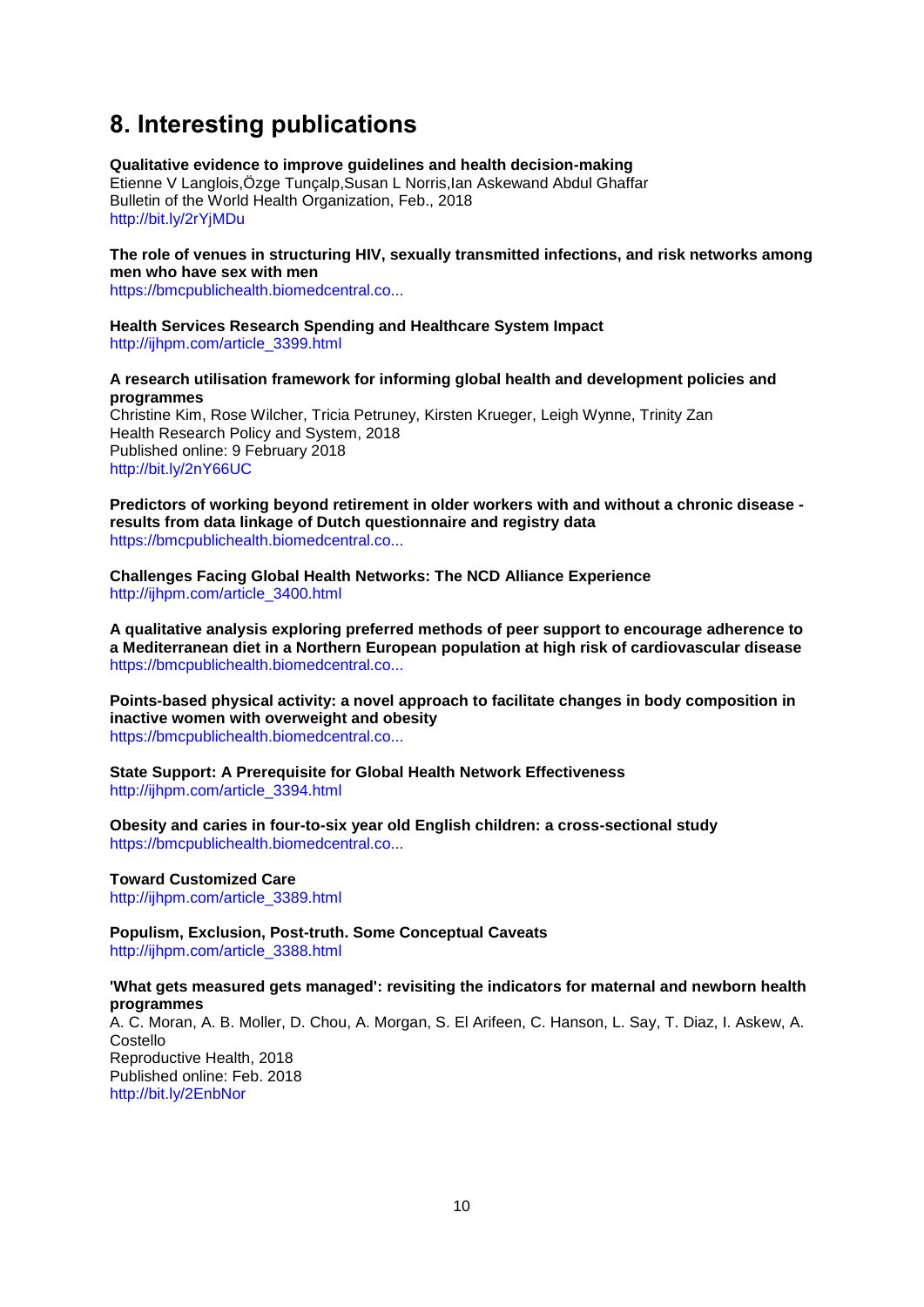# 8. Interesting publications

**Qualitative evidence to improve guidelines and health decision-making**
Etienne V Langlois,Özge Tunçalp,Susan L Norris,Ian Askewand Abdul Ghaffar
Bulletin of the World Health Organization, Feb., 2018
http://bit.ly/2rYjMDu

**The role of venues in structuring HIV, sexually transmitted infections, and risk networks among men who have sex with men**
https://bmcpublichealth.biomedcentral.co...

**Health Services Research Spending and Healthcare System Impact**
http://ijhpm.com/article_3399.html

**A research utilisation framework for informing global health and development policies and programmes**
Christine Kim, Rose Wilcher, Tricia Petruney, Kirsten Krueger, Leigh Wynne, Trinity Zan
Health Research Policy and System, 2018
Published online: 9 February 2018
http://bit.ly/2nY66UC

**Predictors of working beyond retirement in older workers with and without a chronic disease - results from data linkage of Dutch questionnaire and registry data**
https://bmcpublichealth.biomedcentral.co...

**Challenges Facing Global Health Networks: The NCD Alliance Experience**
http://ijhpm.com/article_3400.html

**A qualitative analysis exploring preferred methods of peer support to encourage adherence to a Mediterranean diet in a Northern European population at high risk of cardiovascular disease**
https://bmcpublichealth.biomedcentral.co...

**Points-based physical activity: a novel approach to facilitate changes in body composition in inactive women with overweight and obesity**
https://bmcpublichealth.biomedcentral.co...

**State Support: A Prerequisite for Global Health Network Effectiveness**
http://ijhpm.com/article_3394.html

**Obesity and caries in four-to-six year old English children: a cross-sectional study**
https://bmcpublichealth.biomedcentral.co...

**Toward Customized Care**
http://ijhpm.com/article_3389.html

**Populism, Exclusion, Post-truth. Some Conceptual Caveats**
http://ijhpm.com/article_3388.html

**'What gets measured gets managed': revisiting the indicators for maternal and newborn health programmes**
A. C. Moran, A. B. Moller, D. Chou, A. Morgan, S. El Arifeen, C. Hanson, L. Say, T. Diaz, I. Askew, A. Costello
Reproductive Health, 2018
Published online: Feb. 2018
http://bit.ly/2EnbNor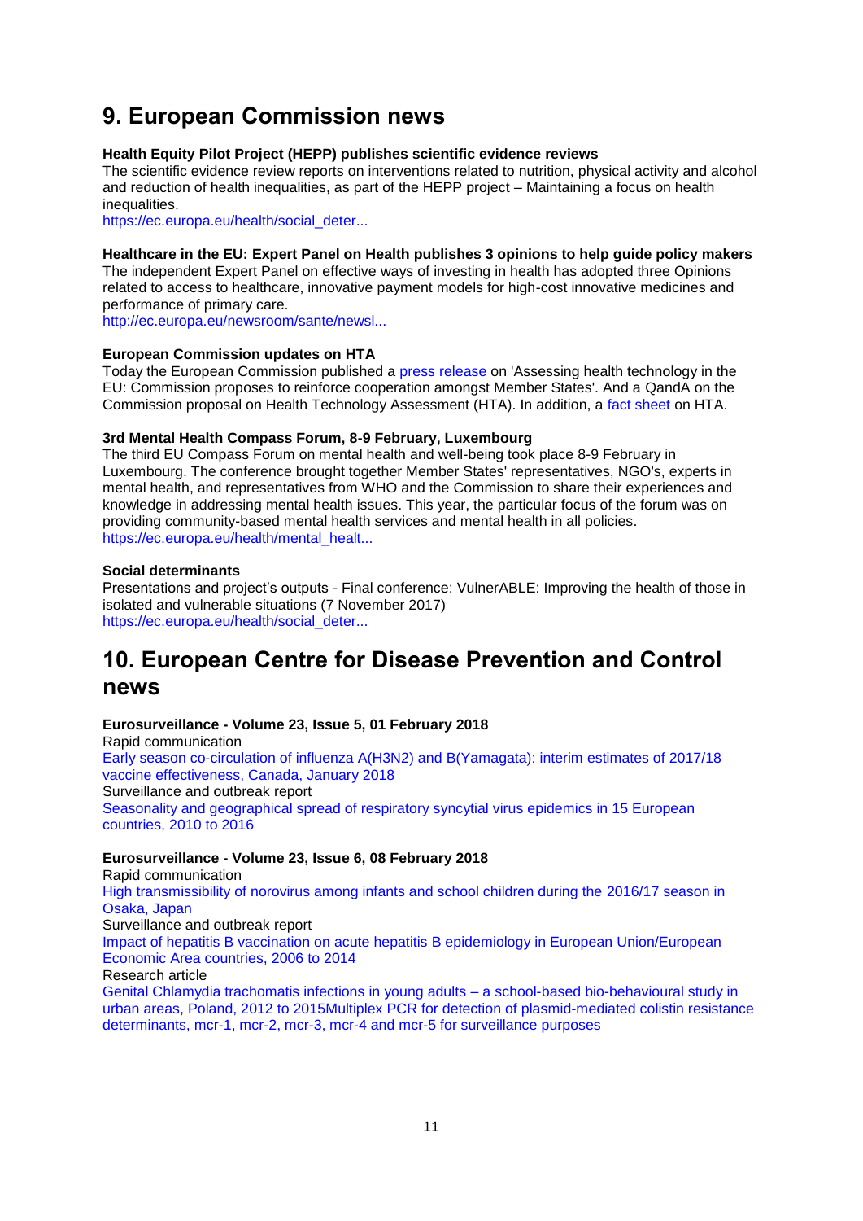## 9. European Commission news

**Health Equity Pilot Project (HEPP) publishes scientific evidence reviews**
The scientific evidence review reports on interventions related to nutrition, physical activity and alcohol and reduction of health inequalities, as part of the HEPP project – Maintaining a focus on health inequalities.
https://ec.europa.eu/health/social_deter...

**Healthcare in the EU: Expert Panel on Health publishes 3 opinions to help guide policy makers**
The independent Expert Panel on effective ways of investing in health has adopted three Opinions related to access to healthcare, innovative payment models for high-cost innovative medicines and performance of primary care.
http://ec.europa.eu/newsroom/sante/newsl...

**European Commission updates on HTA**
Today the European Commission published a press release on 'Assessing health technology in the EU: Commission proposes to reinforce cooperation amongst Member States'. And a QandA on the Commission proposal on Health Technology Assessment (HTA). In addition, a fact sheet on HTA.

**3rd Mental Health Compass Forum, 8-9 February, Luxembourg**
The third EU Compass Forum on mental health and well-being took place 8-9 February in Luxembourg. The conference brought together Member States' representatives, NGO's, experts in mental health, and representatives from WHO and the Commission to share their experiences and knowledge in addressing mental health issues. This year, the particular focus of the forum was on providing community-based mental health services and mental health in all policies.
https://ec.europa.eu/health/mental_healt...

**Social determinants**
Presentations and project's outputs - Final conference: VulnerABLE: Improving the health of those in isolated and vulnerable situations (7 November 2017)
https://ec.europa.eu/health/social_deter...

## 10. European Centre for Disease Prevention and Control news

**Eurosurveillance - Volume 23, Issue 5, 01 February 2018**
Rapid communication
Early season co-circulation of influenza A(H3N2) and B(Yamagata): interim estimates of 2017/18 vaccine effectiveness, Canada, January 2018
Surveillance and outbreak report
Seasonality and geographical spread of respiratory syncytial virus epidemics in 15 European countries, 2010 to 2016

**Eurosurveillance - Volume 23, Issue 6, 08 February 2018**
Rapid communication
High transmissibility of norovirus among infants and school children during the 2016/17 season in Osaka, Japan
Surveillance and outbreak report
Impact of hepatitis B vaccination on acute hepatitis B epidemiology in European Union/European Economic Area countries, 2006 to 2014
Research article
Genital Chlamydia trachomatis infections in young adults – a school-based bio-behavioural study in urban areas, Poland, 2012 to 2015Multiplex PCR for detection of plasmid-mediated colistin resistance determinants, mcr-1, mcr-2, mcr-3, mcr-4 and mcr-5 for surveillance purposes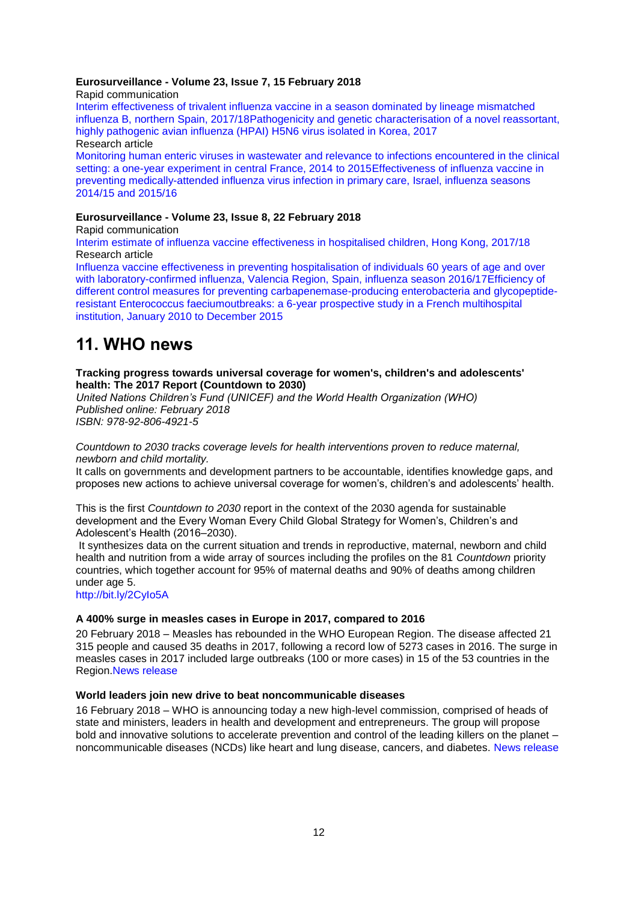**Eurosurveillance - Volume 23, Issue 7, 15 February 2018**

Rapid communication

Interim effectiveness of trivalent influenza vaccine in a season dominated by lineage mismatched influenza B, northern Spain, 2017/18Pathogenicity and genetic characterisation of a novel reassortant, highly pathogenic avian influenza (HPAI) H5N6 virus isolated in Korea, 2017

Research article

Monitoring human enteric viruses in wastewater and relevance to infections encountered in the clinical setting: a one-year experiment in central France, 2014 to 2015Effectiveness of influenza vaccine in preventing medically-attended influenza virus infection in primary care, Israel, influenza seasons 2014/15 and 2015/16

**Eurosurveillance - Volume 23, Issue 8, 22 February 2018**

Rapid communication

Interim estimate of influenza vaccine effectiveness in hospitalised children, Hong Kong, 2017/18

Research article

Influenza vaccine effectiveness in preventing hospitalisation of individuals 60 years of age and over with laboratory-confirmed influenza, Valencia Region, Spain, influenza season 2016/17Efficiency of different control measures for preventing carbapenemase-producing enterobacteria and glycopeptide-resistant Enterococcus faeciumoutbreaks: a 6-year prospective study in a French multihospital institution, January 2010 to December 2015

# 11. WHO news

**Tracking progress towards universal coverage for women's, children's and adolescents' health: The 2017 Report (Countdown to 2030)**

*United Nations Children's Fund (UNICEF) and the World Health Organization (WHO)*
*Published online: February 2018*
*ISBN: 978-92-806-4921-5*

*Countdown to 2030 tracks coverage levels for health interventions proven to reduce maternal, newborn and child mortality.*

It calls on governments and development partners to be accountable, identifies knowledge gaps, and proposes new actions to achieve universal coverage for women's, children's and adolescents' health.

This is the first *Countdown to 2030* report in the context of the 2030 agenda for sustainable development and the Every Woman Every Child Global Strategy for Women's, Children's and Adolescent's Health (2016–2030).

It synthesizes data on the current situation and trends in reproductive, maternal, newborn and child health and nutrition from a wide array of sources including the profiles on the 81 *Countdown* priority countries, which together account for 95% of maternal deaths and 90% of deaths among children under age 5.

http://bit.ly/2CyIo5A

**A 400% surge in measles cases in Europe in 2017, compared to 2016**

20 February 2018 – Measles has rebounded in the WHO European Region. The disease affected 21 315 people and caused 35 deaths in 2017, following a record low of 5273 cases in 2016. The surge in measles cases in 2017 included large outbreaks (100 or more cases) in 15 of the 53 countries in the Region.News release

**World leaders join new drive to beat noncommunicable diseases**

16 February 2018 – WHO is announcing today a new high-level commission, comprised of heads of state and ministers, leaders in health and development and entrepreneurs. The group will propose bold and innovative solutions to accelerate prevention and control of the leading killers on the planet – noncommunicable diseases (NCDs) like heart and lung disease, cancers, and diabetes. News release